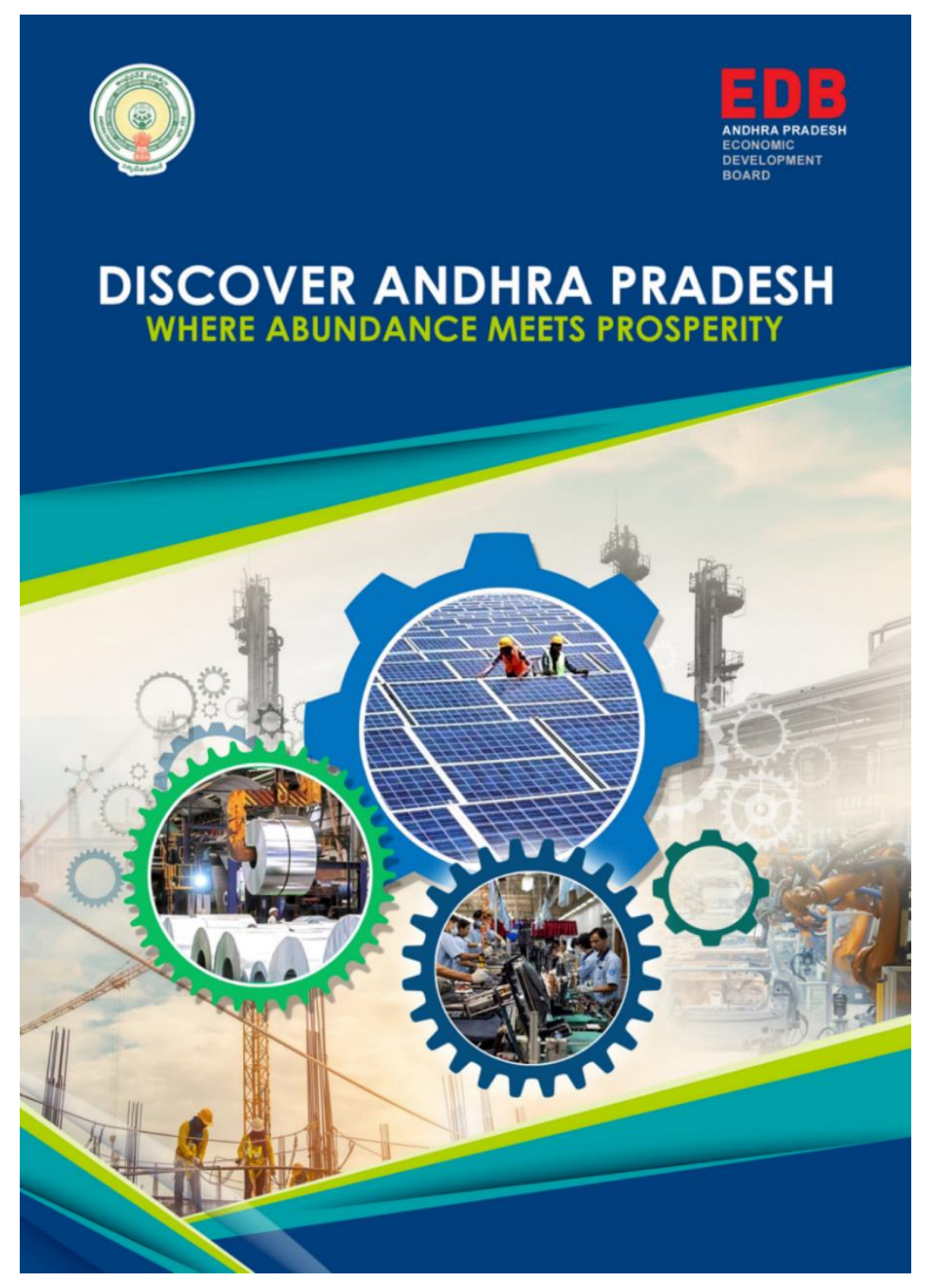EDB

ANDHRA PRADESH ECONOMIC DEVELOPMENT BOARD

# DISCOVER ANDHRA PRADESH

## WHERE ABUNDANCE MEETS PROSPERITY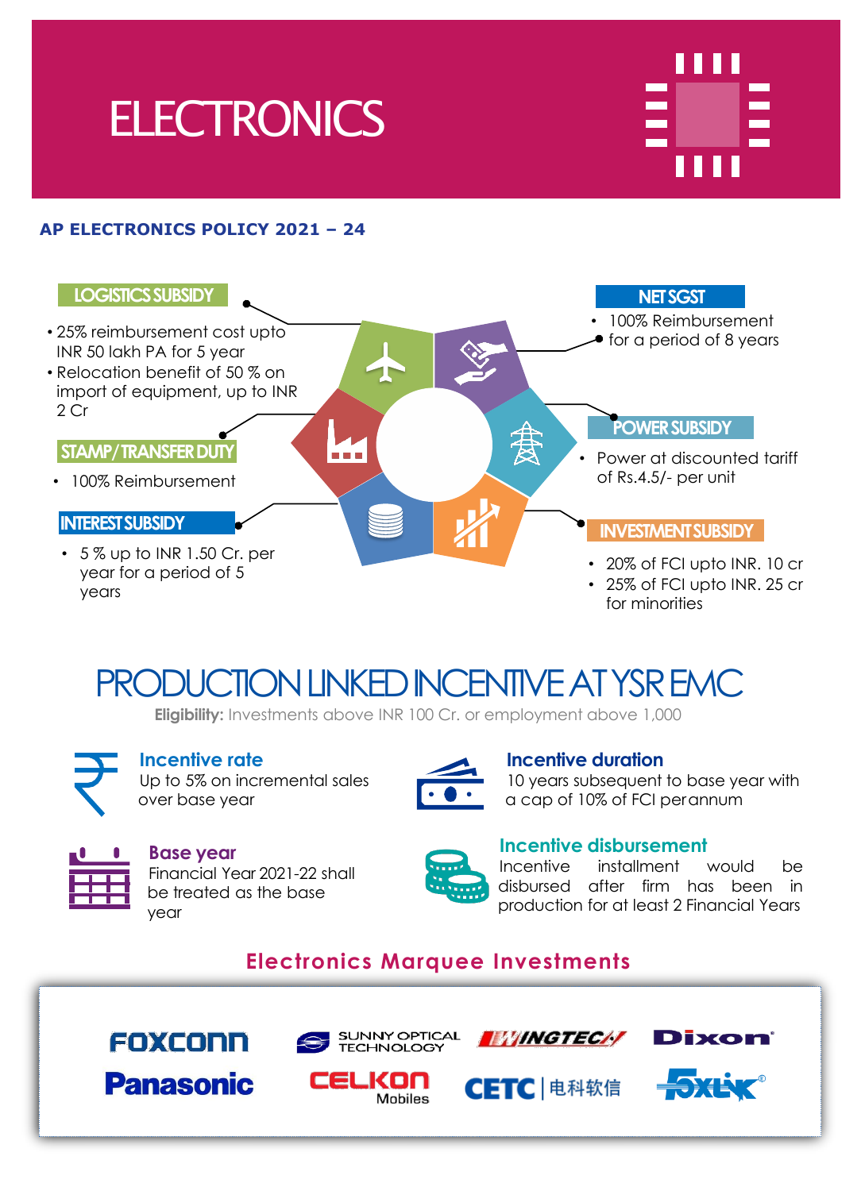# ELECTRONICS

## AP ELECTRONICS POLICY 2021 – 24

### LOGISTICS SUBSIDY

- 25% reimbursement cost upto INR 50 lakh PA for 5 year
- Relocation benefit of 50 % on import of equipment, up to INR 2 Cr

### STAMP/TRANSFER DUTY

- 100% Reimbursement

### INTEREST SUBSIDY

- 5 % up to INR 1.50 Cr. per year for a period of 5 years

### NET SGST

- 100% Reimbursement for a period of 8 years

### POWER SUBSIDY

- Power at discounted tariff of Rs.4.5/- per unit

### INVESTMENT SUBSIDY

- 20% of FCI upto INR. 10 cr
- 25% of FCI upto INR. 25 cr for minorities

## PRODUCTION LINKED INCENTIVE AT YSR EMC

**Eligibility:** Investments above INR 100 Cr. or employment above 1,000

### Incentive rate

Up to 5% on incremental sales over base year

### Incentive duration

10 years subsequent to base year with a cap of 10% of FCI per annum

### Base year

Financial Year 2021-22 shall be treated as the base year

### Incentive disbursement

Incentive installment would be disbursed after firm has been in production for at least 2 Financial Years

## Electronics Marquee Investments

FOXCONN, SUNNY OPTICAL TECHNOLOGY, WINGTECH, Dixon, Panasonic, CELKON Mobiles, CETC 电科软信, FOXLINK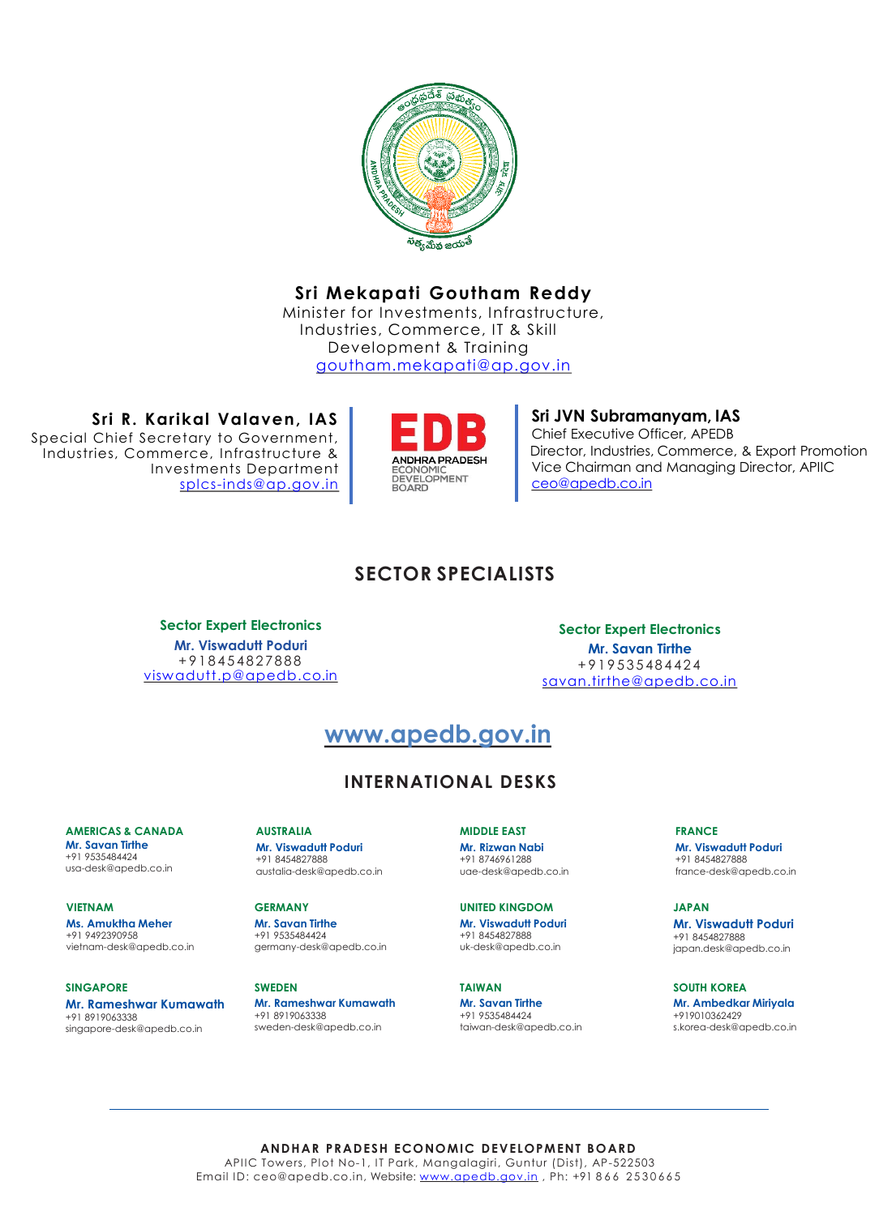**Sri Mekapati Goutham Reddy**
Minister for Investments, Infrastructure, Industries, Commerce, IT & Skill Development & Training
goutham.mekapati@ap.gov.in

**Sri R. Karikal Valaven, IAS**
Special Chief Secretary to Government, Industries, Commerce, Infrastructure & Investments Department
splcs-inds@ap.gov.in

EDB
ANDHRA PRADESH ECONOMIC DEVELOPMENT BOARD

**Sri JVN Subramanyam, IAS**
Chief Executive Officer, APEDB
Director, Industries, Commerce, & Export Promotion
Vice Chairman and Managing Director, APIIC
ceo@apedb.co.in

## SECTOR SPECIALISTS

**Sector Expert Electronics**
**Mr. Viswadutt Poduri**
+918454827888
viswadutt.p@apedb.co.in

**Sector Expert Electronics**
**Mr. Savan Tirthe**
+919535484424
savan.tirthe@apedb.co.in

**www.apedb.gov.in**

## INTERNATIONAL DESKS

**AMERICAS & CANADA**
**Mr. Savan Tirthe**
+91 9535484424
usa-desk@apedb.co.in

**AUSTRALIA**
**Mr. Viswadutt Poduri**
+91 8454827888
austalia-desk@apedb.co.in

**MIDDLE EAST**
**Mr. Rizwan Nabi**
+91 8746961288
uae-desk@apedb.co.in

**FRANCE**
**Mr. Viswadutt Poduri**
+91 8454827888
france-desk@apedb.co.in

**VIETNAM**
**Ms. Amuktha Meher**
+91 9492390958
vietnam-desk@apedb.co.in

**GERMANY**
**Mr. Savan Tirthe**
+91 9535484424
germany-desk@apedb.co.in

**UNITED KINGDOM**
**Mr. Viswadutt Poduri**
+91 8454827888
uk-desk@apedb.co.in

**JAPAN**
**Mr. Viswadutt Poduri**
+91 8454827888
japan.desk@apedb.co.in

**SINGAPORE**
**Mr. Rameshwar Kumawath**
+91 8919063338
singapore-desk@apedb.co.in

**SWEDEN**
**Mr. Rameshwar Kumawath**
+91 8919063338
sweden-desk@apedb.co.in

**TAIWAN**
**Mr. Savan Tirthe**
+91 9535484424
taiwan-desk@apedb.co.in

**SOUTH KOREA**
**Mr. Ambedkar Miriyala**
+919010362429
s.korea-desk@apedb.co.in

---

**ANDHAR PRADESH ECONOMIC DEVELOPMENT BOARD**
APIIC Towers, Plot No-1, IT Park, Mangalagiri, Guntur (Dist), AP-522503
Email ID: ceo@apedb.co.in, Website: www.apedb.gov.in , Ph: +91 866 2530665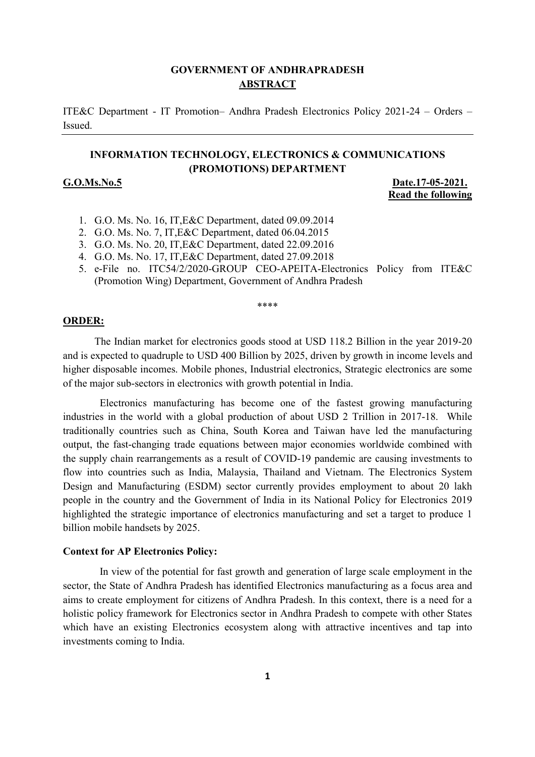**GOVERNMENT OF ANDHRAPRADESH**
**ABSTRACT**

ITE&C Department - IT Promotion– Andhra Pradesh Electronics Policy 2021-24 – Orders – Issued.

---

**INFORMATION TECHNOLOGY, ELECTRONICS & COMMUNICATIONS (PROMOTIONS) DEPARTMENT**

**G.O.Ms.No.5** **Date.17-05-2021.**
**Read the following**

1. G.O. Ms. No. 16, IT,E&C Department, dated 09.09.2014
2. G.O. Ms. No. 7, IT,E&C Department, dated 06.04.2015
3. G.O. Ms. No. 20, IT,E&C Department, dated 22.09.2016
4. G.O. Ms. No. 17, IT,E&C Department, dated 27.09.2018
5. e-File no. ITC54/2/2020-GROUP CEO-APEITA-Electronics Policy from ITE&C (Promotion Wing) Department, Government of Andhra Pradesh

\*\*\*\*

**ORDER:**

The Indian market for electronics goods stood at USD 118.2 Billion in the year 2019-20 and is expected to quadruple to USD 400 Billion by 2025, driven by growth in income levels and higher disposable incomes. Mobile phones, Industrial electronics, Strategic electronics are some of the major sub-sectors in electronics with growth potential in India.

Electronics manufacturing has become one of the fastest growing manufacturing industries in the world with a global production of about USD 2 Trillion in 2017-18. While traditionally countries such as China, South Korea and Taiwan have led the manufacturing output, the fast-changing trade equations between major economies worldwide combined with the supply chain rearrangements as a result of COVID-19 pandemic are causing investments to flow into countries such as India, Malaysia, Thailand and Vietnam. The Electronics System Design and Manufacturing (ESDM) sector currently provides employment to about 20 lakh people in the country and the Government of India in its National Policy for Electronics 2019 highlighted the strategic importance of electronics manufacturing and set a target to produce 1 billion mobile handsets by 2025.

**Context for AP Electronics Policy:**

In view of the potential for fast growth and generation of large scale employment in the sector, the State of Andhra Pradesh has identified Electronics manufacturing as a focus area and aims to create employment for citizens of Andhra Pradesh. In this context, there is a need for a holistic policy framework for Electronics sector in Andhra Pradesh to compete with other States which have an existing Electronics ecosystem along with attractive incentives and tap into investments coming to India.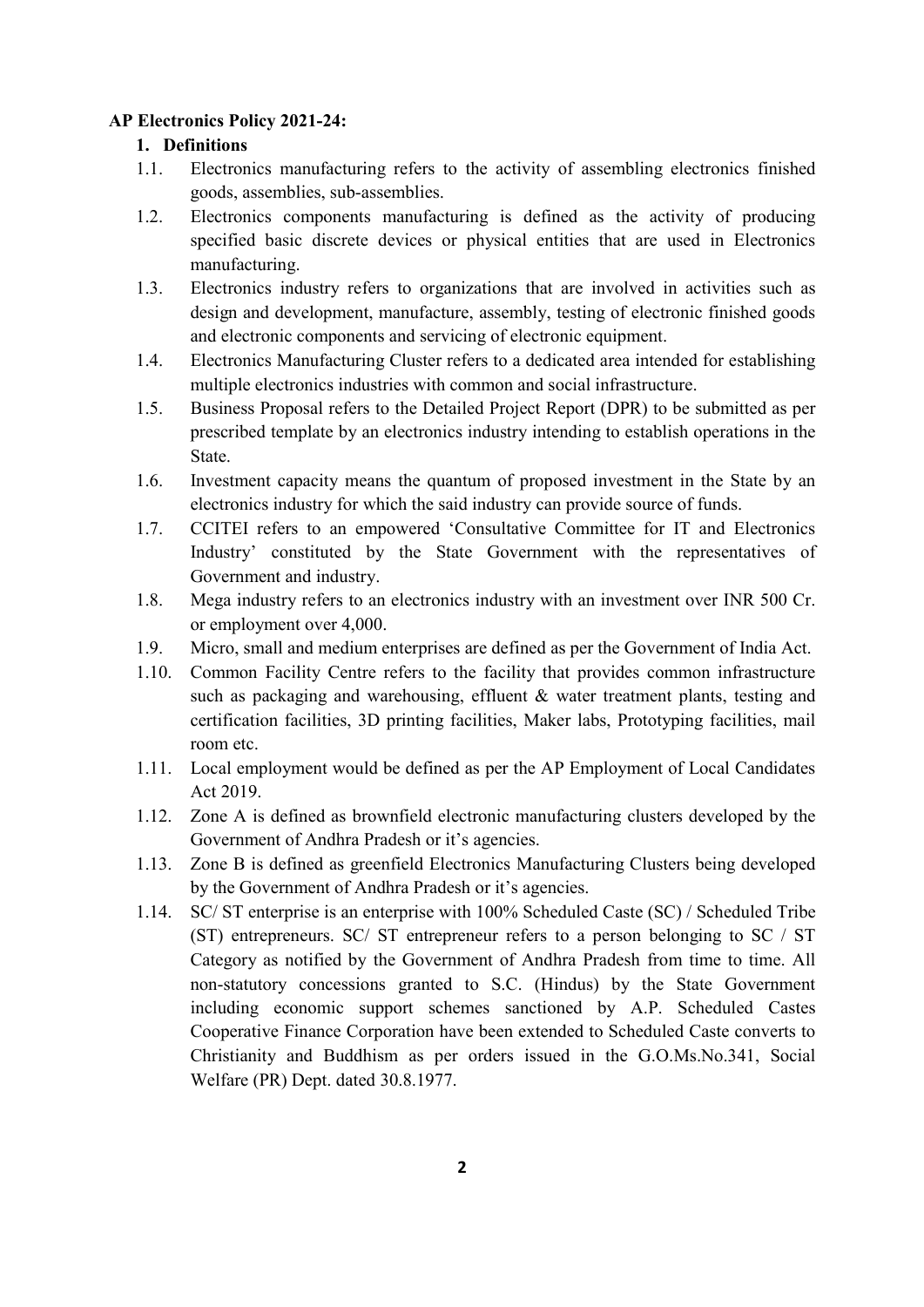**AP Electronics Policy 2021-24:**

1. **Definitions**

1.1. Electronics manufacturing refers to the activity of assembling electronics finished goods, assemblies, sub-assemblies.

1.2. Electronics components manufacturing is defined as the activity of producing specified basic discrete devices or physical entities that are used in Electronics manufacturing.

1.3. Electronics industry refers to organizations that are involved in activities such as design and development, manufacture, assembly, testing of electronic finished goods and electronic components and servicing of electronic equipment.

1.4. Electronics Manufacturing Cluster refers to a dedicated area intended for establishing multiple electronics industries with common and social infrastructure.

1.5. Business Proposal refers to the Detailed Project Report (DPR) to be submitted as per prescribed template by an electronics industry intending to establish operations in the State.

1.6. Investment capacity means the quantum of proposed investment in the State by an electronics industry for which the said industry can provide source of funds.

1.7. CCITEI refers to an empowered 'Consultative Committee for IT and Electronics Industry' constituted by the State Government with the representatives of Government and industry.

1.8. Mega industry refers to an electronics industry with an investment over INR 500 Cr. or employment over 4,000.

1.9. Micro, small and medium enterprises are defined as per the Government of India Act.

1.10. Common Facility Centre refers to the facility that provides common infrastructure such as packaging and warehousing, effluent & water treatment plants, testing and certification facilities, 3D printing facilities, Maker labs, Prototyping facilities, mail room etc.

1.11. Local employment would be defined as per the AP Employment of Local Candidates Act 2019.

1.12. Zone A is defined as brownfield electronic manufacturing clusters developed by the Government of Andhra Pradesh or it's agencies.

1.13. Zone B is defined as greenfield Electronics Manufacturing Clusters being developed by the Government of Andhra Pradesh or it's agencies.

1.14. SC/ ST enterprise is an enterprise with 100% Scheduled Caste (SC) / Scheduled Tribe (ST) entrepreneurs. SC/ ST entrepreneur refers to a person belonging to SC / ST Category as notified by the Government of Andhra Pradesh from time to time. All non-statutory concessions granted to S.C. (Hindus) by the State Government including economic support schemes sanctioned by A.P. Scheduled Castes Cooperative Finance Corporation have been extended to Scheduled Caste converts to Christianity and Buddhism as per orders issued in the G.O.Ms.No.341, Social Welfare (PR) Dept. dated 30.8.1977.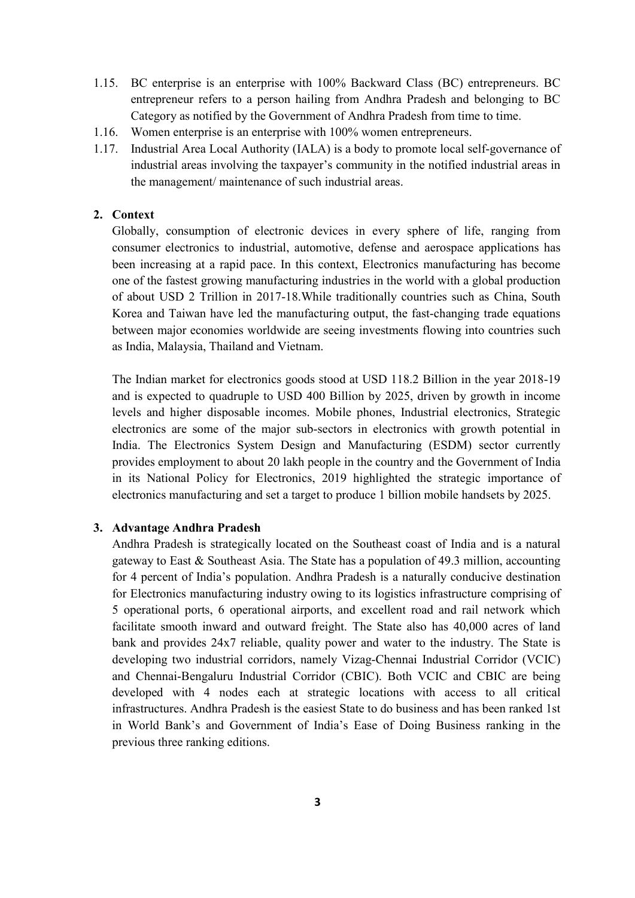1.15. BC enterprise is an enterprise with 100% Backward Class (BC) entrepreneurs. BC entrepreneur refers to a person hailing from Andhra Pradesh and belonging to BC Category as notified by the Government of Andhra Pradesh from time to time.

1.16. Women enterprise is an enterprise with 100% women entrepreneurs.

1.17. Industrial Area Local Authority (IALA) is a body to promote local self-governance of industrial areas involving the taxpayer's community in the notified industrial areas in the management/ maintenance of such industrial areas.

## 2. Context

Globally, consumption of electronic devices in every sphere of life, ranging from consumer electronics to industrial, automotive, defense and aerospace applications has been increasing at a rapid pace. In this context, Electronics manufacturing has become one of the fastest growing manufacturing industries in the world with a global production of about USD 2 Trillion in 2017-18.While traditionally countries such as China, South Korea and Taiwan have led the manufacturing output, the fast-changing trade equations between major economies worldwide are seeing investments flowing into countries such as India, Malaysia, Thailand and Vietnam.

The Indian market for electronics goods stood at USD 118.2 Billion in the year 2018-19 and is expected to quadruple to USD 400 Billion by 2025, driven by growth in income levels and higher disposable incomes. Mobile phones, Industrial electronics, Strategic electronics are some of the major sub-sectors in electronics with growth potential in India. The Electronics System Design and Manufacturing (ESDM) sector currently provides employment to about 20 lakh people in the country and the Government of India in its National Policy for Electronics, 2019 highlighted the strategic importance of electronics manufacturing and set a target to produce 1 billion mobile handsets by 2025.

## 3. Advantage Andhra Pradesh

Andhra Pradesh is strategically located on the Southeast coast of India and is a natural gateway to East & Southeast Asia. The State has a population of 49.3 million, accounting for 4 percent of India's population. Andhra Pradesh is a naturally conducive destination for Electronics manufacturing industry owing to its logistics infrastructure comprising of 5 operational ports, 6 operational airports, and excellent road and rail network which facilitate smooth inward and outward freight. The State also has 40,000 acres of land bank and provides 24x7 reliable, quality power and water to the industry. The State is developing two industrial corridors, namely Vizag-Chennai Industrial Corridor (VCIC) and Chennai-Bengaluru Industrial Corridor (CBIC). Both VCIC and CBIC are being developed with 4 nodes each at strategic locations with access to all critical infrastructures. Andhra Pradesh is the easiest State to do business and has been ranked 1st in World Bank's and Government of India's Ease of Doing Business ranking in the previous three ranking editions.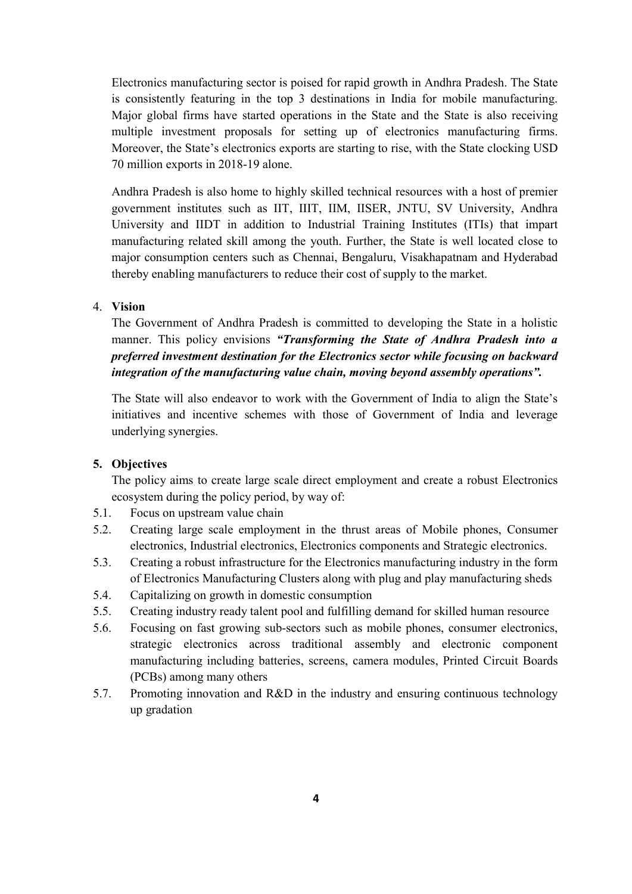Electronics manufacturing sector is poised for rapid growth in Andhra Pradesh. The State is consistently featuring in the top 3 destinations in India for mobile manufacturing. Major global firms have started operations in the State and the State is also receiving multiple investment proposals for setting up of electronics manufacturing firms. Moreover, the State's electronics exports are starting to rise, with the State clocking USD 70 million exports in 2018-19 alone.

Andhra Pradesh is also home to highly skilled technical resources with a host of premier government institutes such as IIT, IIIT, IIM, IISER, JNTU, SV University, Andhra University and IIDT in addition to Industrial Training Institutes (ITIs) that impart manufacturing related skill among the youth. Further, the State is well located close to major consumption centers such as Chennai, Bengaluru, Visakhapatnam and Hyderabad thereby enabling manufacturers to reduce their cost of supply to the market.

## 4. Vision

The Government of Andhra Pradesh is committed to developing the State in a holistic manner. This policy envisions ***"Transforming the State of Andhra Pradesh into a preferred investment destination for the Electronics sector while focusing on backward integration of the manufacturing value chain, moving beyond assembly operations".***

The State will also endeavor to work with the Government of India to align the State's initiatives and incentive schemes with those of Government of India and leverage underlying synergies.

## 5. Objectives

The policy aims to create large scale direct employment and create a robust Electronics ecosystem during the policy period, by way of:

5.1. Focus on upstream value chain

5.2. Creating large scale employment in the thrust areas of Mobile phones, Consumer electronics, Industrial electronics, Electronics components and Strategic electronics.

5.3. Creating a robust infrastructure for the Electronics manufacturing industry in the form of Electronics Manufacturing Clusters along with plug and play manufacturing sheds

5.4. Capitalizing on growth in domestic consumption

5.5. Creating industry ready talent pool and fulfilling demand for skilled human resource

5.6. Focusing on fast growing sub-sectors such as mobile phones, consumer electronics, strategic electronics across traditional assembly and electronic component manufacturing including batteries, screens, camera modules, Printed Circuit Boards (PCBs) among many others

5.7. Promoting innovation and R&D in the industry and ensuring continuous technology up gradation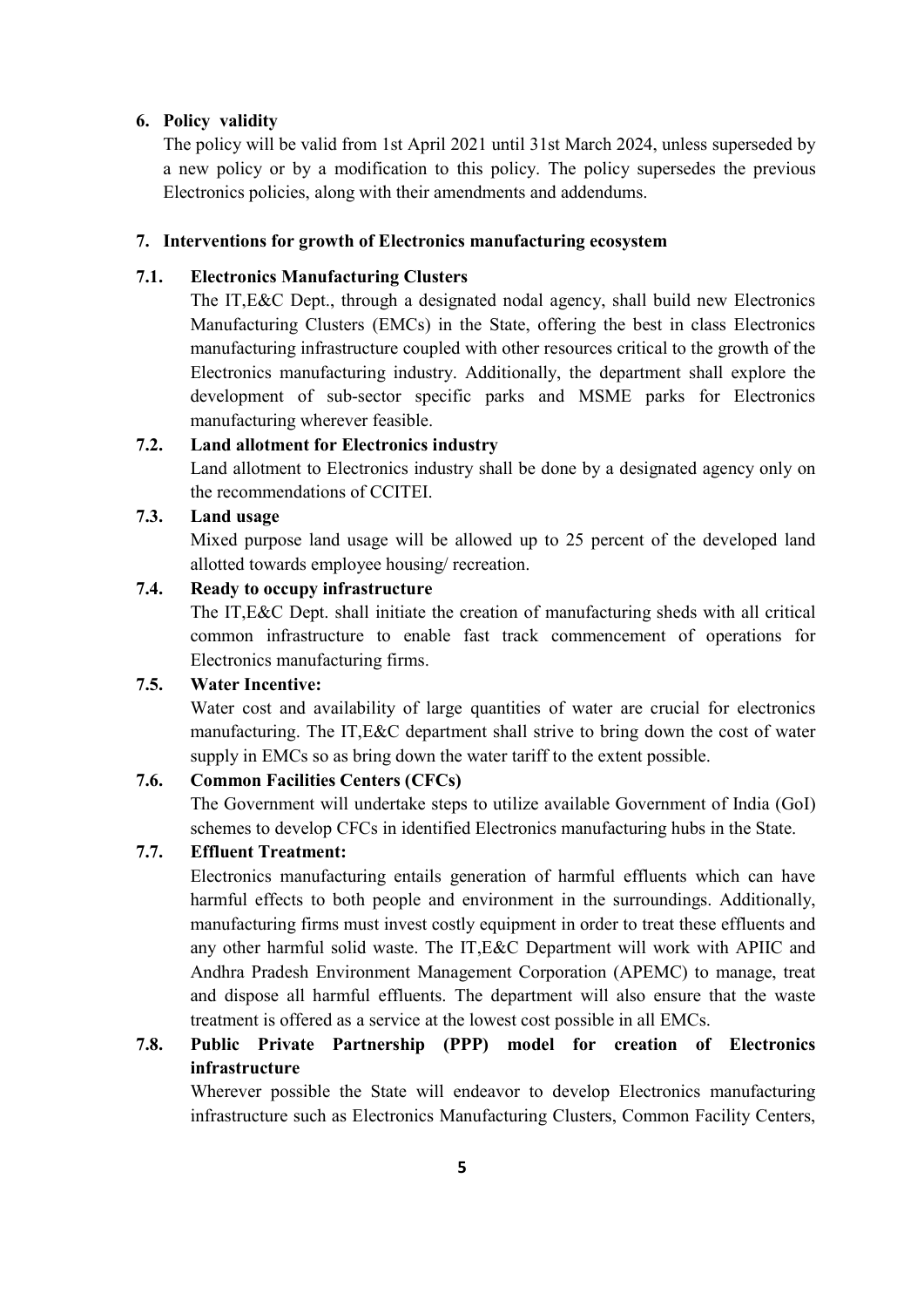## 6. Policy validity

The policy will be valid from 1st April 2021 until 31st March 2024, unless superseded by a new policy or by a modification to this policy. The policy supersedes the previous Electronics policies, along with their amendments and addendums.

## 7. Interventions for growth of Electronics manufacturing ecosystem

### 7.1. Electronics Manufacturing Clusters

The IT,E&C Dept., through a designated nodal agency, shall build new Electronics Manufacturing Clusters (EMCs) in the State, offering the best in class Electronics manufacturing infrastructure coupled with other resources critical to the growth of the Electronics manufacturing industry. Additionally, the department shall explore the development of sub-sector specific parks and MSME parks for Electronics manufacturing wherever feasible.

### 7.2. Land allotment for Electronics industry

Land allotment to Electronics industry shall be done by a designated agency only on the recommendations of CCITEI.

### 7.3. Land usage

Mixed purpose land usage will be allowed up to 25 percent of the developed land allotted towards employee housing/ recreation.

### 7.4. Ready to occupy infrastructure

The IT,E&C Dept. shall initiate the creation of manufacturing sheds with all critical common infrastructure to enable fast track commencement of operations for Electronics manufacturing firms.

### 7.5. Water Incentive:

Water cost and availability of large quantities of water are crucial for electronics manufacturing. The IT,E&C department shall strive to bring down the cost of water supply in EMCs so as bring down the water tariff to the extent possible.

### 7.6. Common Facilities Centers (CFCs)

The Government will undertake steps to utilize available Government of India (GoI) schemes to develop CFCs in identified Electronics manufacturing hubs in the State.

### 7.7. Effluent Treatment:

Electronics manufacturing entails generation of harmful effluents which can have harmful effects to both people and environment in the surroundings. Additionally, manufacturing firms must invest costly equipment in order to treat these effluents and any other harmful solid waste. The IT,E&C Department will work with APIIC and Andhra Pradesh Environment Management Corporation (APEMC) to manage, treat and dispose all harmful effluents. The department will also ensure that the waste treatment is offered as a service at the lowest cost possible in all EMCs.

### 7.8. Public Private Partnership (PPP) model for creation of Electronics infrastructure

Wherever possible the State will endeavor to develop Electronics manufacturing infrastructure such as Electronics Manufacturing Clusters, Common Facility Centers,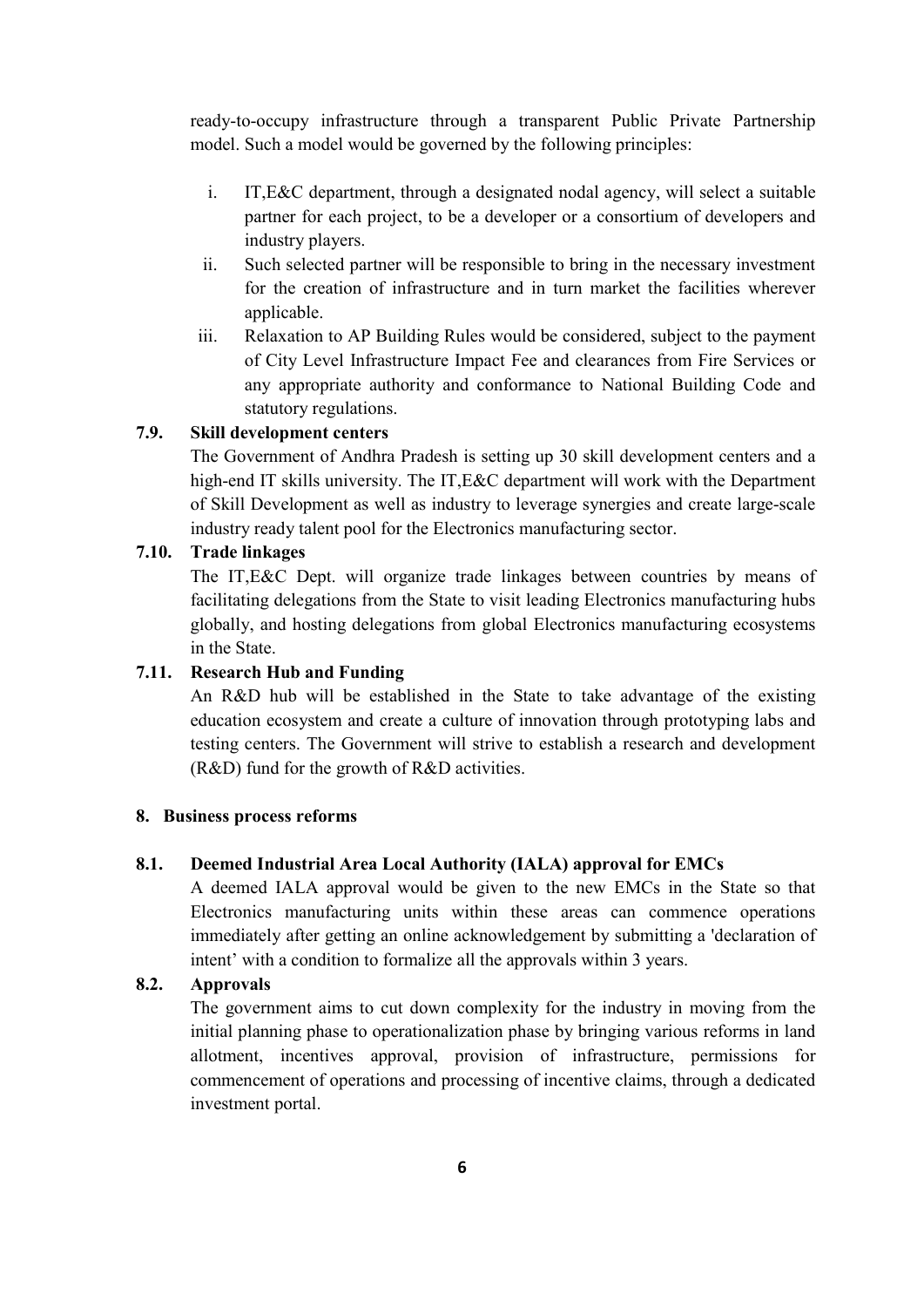ready-to-occupy infrastructure through a transparent Public Private Partnership model. Such a model would be governed by the following principles:

i. IT,E&C department, through a designated nodal agency, will select a suitable partner for each project, to be a developer or a consortium of developers and industry players.
ii. Such selected partner will be responsible to bring in the necessary investment for the creation of infrastructure and in turn market the facilities wherever applicable.
iii. Relaxation to AP Building Rules would be considered, subject to the payment of City Level Infrastructure Impact Fee and clearances from Fire Services or any appropriate authority and conformance to National Building Code and statutory regulations.

### 7.9. Skill development centers

The Government of Andhra Pradesh is setting up 30 skill development centers and a high-end IT skills university. The IT,E&C department will work with the Department of Skill Development as well as industry to leverage synergies and create large-scale industry ready talent pool for the Electronics manufacturing sector.

### 7.10. Trade linkages

The IT,E&C Dept. will organize trade linkages between countries by means of facilitating delegations from the State to visit leading Electronics manufacturing hubs globally, and hosting delegations from global Electronics manufacturing ecosystems in the State.

### 7.11. Research Hub and Funding

An R&D hub will be established in the State to take advantage of the existing education ecosystem and create a culture of innovation through prototyping labs and testing centers. The Government will strive to establish a research and development (R&D) fund for the growth of R&D activities.

## 8. Business process reforms

### 8.1. Deemed Industrial Area Local Authority (IALA) approval for EMCs

A deemed IALA approval would be given to the new EMCs in the State so that Electronics manufacturing units within these areas can commence operations immediately after getting an online acknowledgement by submitting a 'declaration of intent' with a condition to formalize all the approvals within 3 years.

### 8.2. Approvals

The government aims to cut down complexity for the industry in moving from the initial planning phase to operationalization phase by bringing various reforms in land allotment, incentives approval, provision of infrastructure, permissions for commencement of operations and processing of incentive claims, through a dedicated investment portal.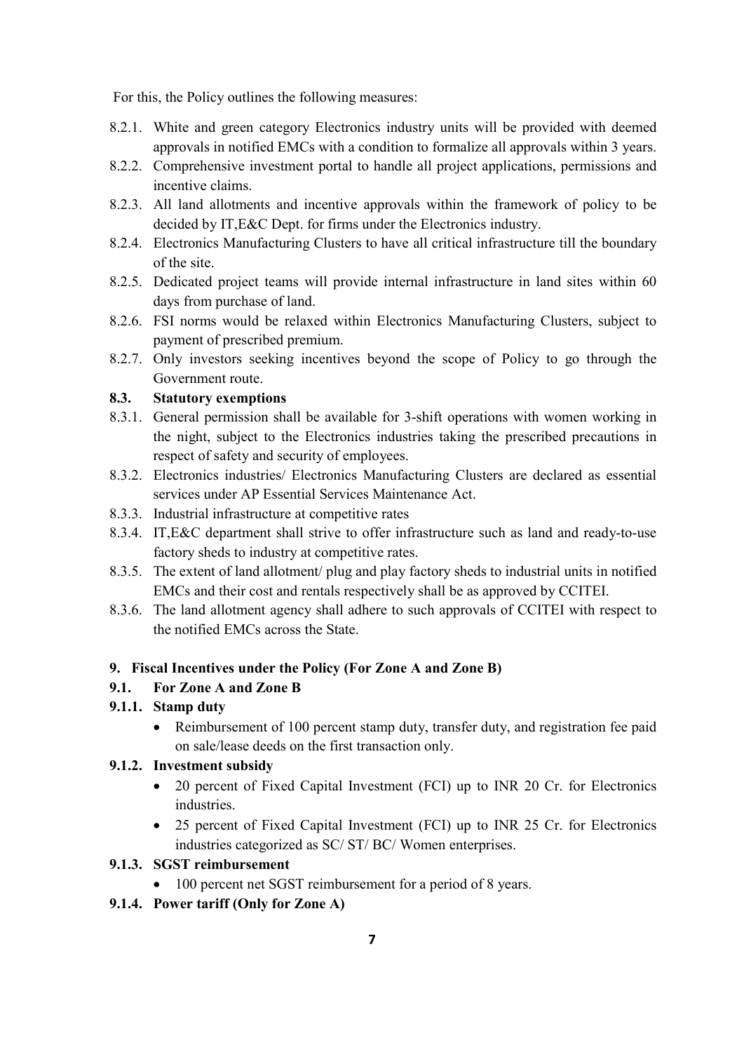For this, the Policy outlines the following measures:

8.2.1. White and green category Electronics industry units will be provided with deemed approvals in notified EMCs with a condition to formalize all approvals within 3 years.

8.2.2. Comprehensive investment portal to handle all project applications, permissions and incentive claims.

8.2.3. All land allotments and incentive approvals within the framework of policy to be decided by IT,E&C Dept. for firms under the Electronics industry.

8.2.4. Electronics Manufacturing Clusters to have all critical infrastructure till the boundary of the site.

8.2.5. Dedicated project teams will provide internal infrastructure in land sites within 60 days from purchase of land.

8.2.6. FSI norms would be relaxed within Electronics Manufacturing Clusters, subject to payment of prescribed premium.

8.2.7. Only investors seeking incentives beyond the scope of Policy to go through the Government route.

### 8.3. Statutory exemptions

8.3.1. General permission shall be available for 3-shift operations with women working in the night, subject to the Electronics industries taking the prescribed precautions in respect of safety and security of employees.

8.3.2. Electronics industries/ Electronics Manufacturing Clusters are declared as essential services under AP Essential Services Maintenance Act.

8.3.3. Industrial infrastructure at competitive rates

8.3.4. IT,E&C department shall strive to offer infrastructure such as land and ready-to-use factory sheds to industry at competitive rates.

8.3.5. The extent of land allotment/ plug and play factory sheds to industrial units in notified EMCs and their cost and rentals respectively shall be as approved by CCITEI.

8.3.6. The land allotment agency shall adhere to such approvals of CCITEI with respect to the notified EMCs across the State.

## 9. Fiscal Incentives under the Policy (For Zone A and Zone B)

### 9.1. For Zone A and Zone B

#### 9.1.1. Stamp duty

- Reimbursement of 100 percent stamp duty, transfer duty, and registration fee paid on sale/lease deeds on the first transaction only.

#### 9.1.2. Investment subsidy

- 20 percent of Fixed Capital Investment (FCI) up to INR 20 Cr. for Electronics industries.
- 25 percent of Fixed Capital Investment (FCI) up to INR 25 Cr. for Electronics industries categorized as SC/ ST/ BC/ Women enterprises.

#### 9.1.3. SGST reimbursement

- 100 percent net SGST reimbursement for a period of 8 years.

#### 9.1.4. Power tariff (Only for Zone A)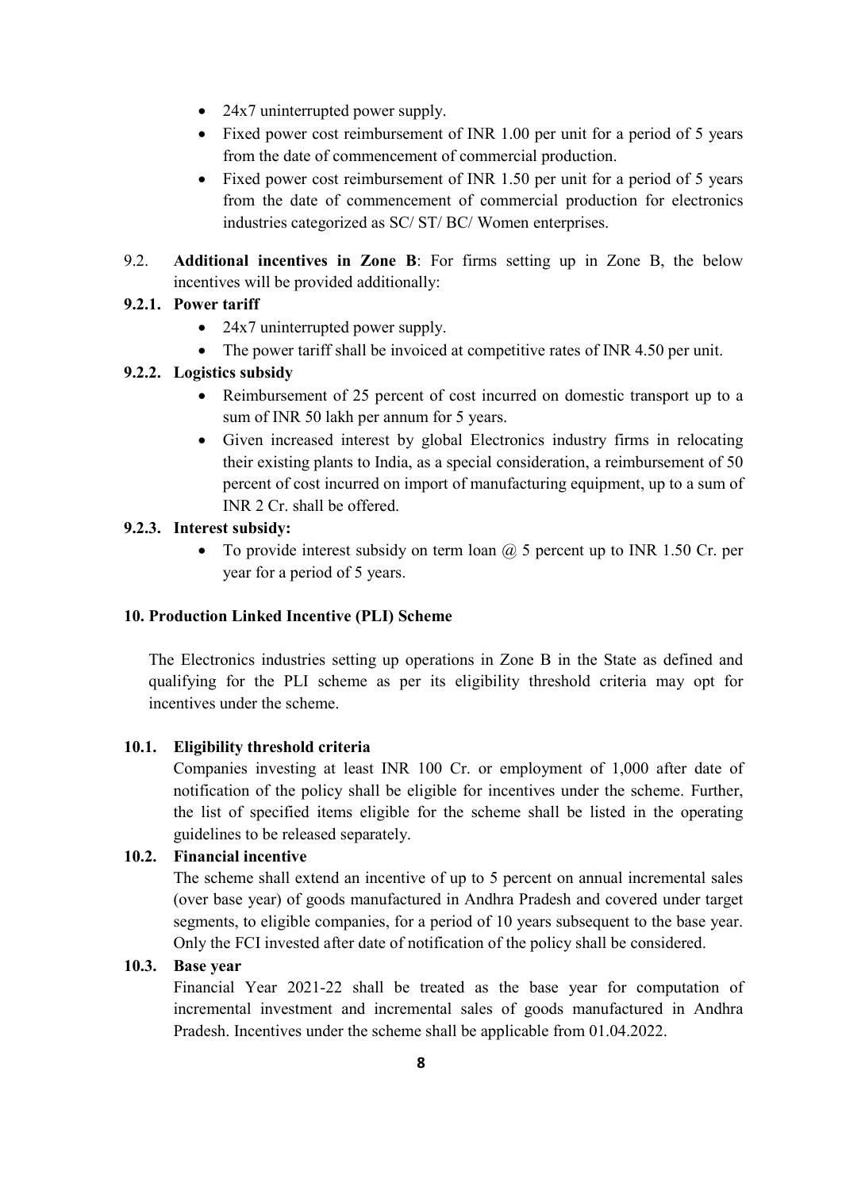- 24x7 uninterrupted power supply.
- Fixed power cost reimbursement of INR 1.00 per unit for a period of 5 years from the date of commencement of commercial production.
- Fixed power cost reimbursement of INR 1.50 per unit for a period of 5 years from the date of commencement of commercial production for electronics industries categorized as SC/ ST/ BC/ Women enterprises.

9.2. **Additional incentives in Zone B**: For firms setting up in Zone B, the below incentives will be provided additionally:

**9.2.1. Power tariff**

- 24x7 uninterrupted power supply.
- The power tariff shall be invoiced at competitive rates of INR 4.50 per unit.

**9.2.2. Logistics subsidy**

- Reimbursement of 25 percent of cost incurred on domestic transport up to a sum of INR 50 lakh per annum for 5 years.
- Given increased interest by global Electronics industry firms in relocating their existing plants to India, as a special consideration, a reimbursement of 50 percent of cost incurred on import of manufacturing equipment, up to a sum of INR 2 Cr. shall be offered.

**9.2.3. Interest subsidy:**

- To provide interest subsidy on term loan @ 5 percent up to INR 1.50 Cr. per year for a period of 5 years.

**10. Production Linked Incentive (PLI) Scheme**

The Electronics industries setting up operations in Zone B in the State as defined and qualifying for the PLI scheme as per its eligibility threshold criteria may opt for incentives under the scheme.

**10.1. Eligibility threshold criteria**

Companies investing at least INR 100 Cr. or employment of 1,000 after date of notification of the policy shall be eligible for incentives under the scheme. Further, the list of specified items eligible for the scheme shall be listed in the operating guidelines to be released separately.

**10.2. Financial incentive**

The scheme shall extend an incentive of up to 5 percent on annual incremental sales (over base year) of goods manufactured in Andhra Pradesh and covered under target segments, to eligible companies, for a period of 10 years subsequent to the base year. Only the FCI invested after date of notification of the policy shall be considered.

**10.3. Base year**

Financial Year 2021-22 shall be treated as the base year for computation of incremental investment and incremental sales of goods manufactured in Andhra Pradesh. Incentives under the scheme shall be applicable from 01.04.2022.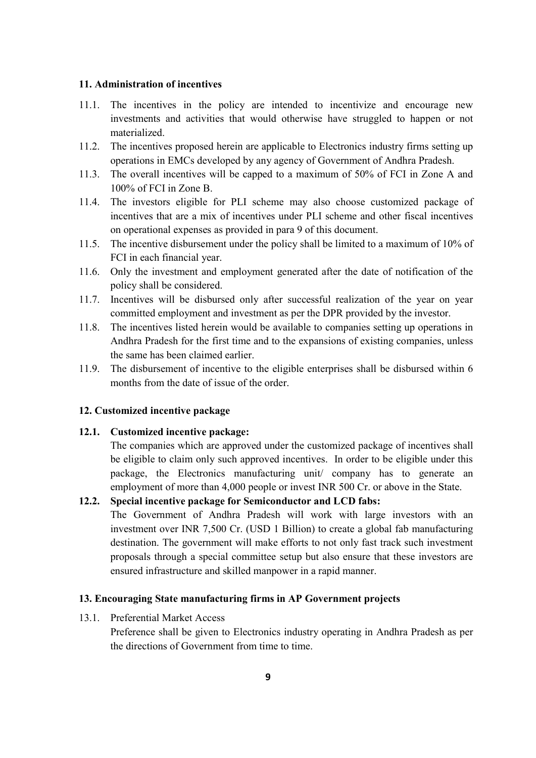### 11. Administration of incentives

11.1. The incentives in the policy are intended to incentivize and encourage new investments and activities that would otherwise have struggled to happen or not materialized.

11.2. The incentives proposed herein are applicable to Electronics industry firms setting up operations in EMCs developed by any agency of Government of Andhra Pradesh.

11.3. The overall incentives will be capped to a maximum of 50% of FCI in Zone A and 100% of FCI in Zone B.

11.4. The investors eligible for PLI scheme may also choose customized package of incentives that are a mix of incentives under PLI scheme and other fiscal incentives on operational expenses as provided in para 9 of this document.

11.5. The incentive disbursement under the policy shall be limited to a maximum of 10% of FCI in each financial year.

11.6. Only the investment and employment generated after the date of notification of the policy shall be considered.

11.7. Incentives will be disbursed only after successful realization of the year on year committed employment and investment as per the DPR provided by the investor.

11.8. The incentives listed herein would be available to companies setting up operations in Andhra Pradesh for the first time and to the expansions of existing companies, unless the same has been claimed earlier.

11.9. The disbursement of incentive to the eligible enterprises shall be disbursed within 6 months from the date of issue of the order.

### 12. Customized incentive package

**12.1. Customized incentive package:**

The companies which are approved under the customized package of incentives shall be eligible to claim only such approved incentives. In order to be eligible under this package, the Electronics manufacturing unit/ company has to generate an employment of more than 4,000 people or invest INR 500 Cr. or above in the State.

**12.2. Special incentive package for Semiconductor and LCD fabs:**

The Government of Andhra Pradesh will work with large investors with an investment over INR 7,500 Cr. (USD 1 Billion) to create a global fab manufacturing destination. The government will make efforts to not only fast track such investment proposals through a special committee setup but also ensure that these investors are ensured infrastructure and skilled manpower in a rapid manner.

### 13. Encouraging State manufacturing firms in AP Government projects

13.1. Preferential Market Access

Preference shall be given to Electronics industry operating in Andhra Pradesh as per the directions of Government from time to time.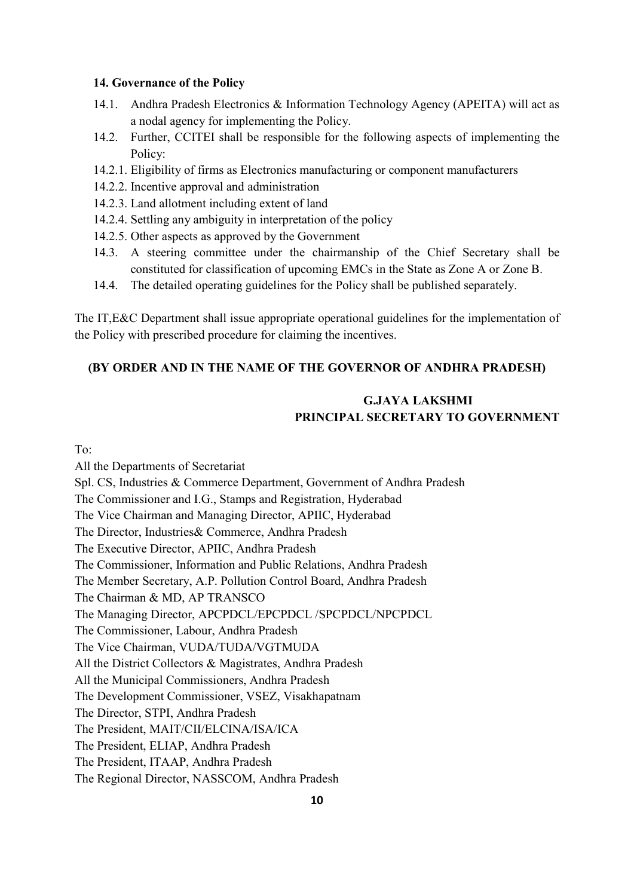**14. Governance of the Policy**

14.1. Andhra Pradesh Electronics & Information Technology Agency (APEITA) will act as a nodal agency for implementing the Policy.

14.2. Further, CCITEI shall be responsible for the following aspects of implementing the Policy:

14.2.1. Eligibility of firms as Electronics manufacturing or component manufacturers

14.2.2. Incentive approval and administration

14.2.3. Land allotment including extent of land

14.2.4. Settling any ambiguity in interpretation of the policy

14.2.5. Other aspects as approved by the Government

14.3. A steering committee under the chairmanship of the Chief Secretary shall be constituted for classification of upcoming EMCs in the State as Zone A or Zone B.

14.4. The detailed operating guidelines for the Policy shall be published separately.

The IT,E&C Department shall issue appropriate operational guidelines for the implementation of the Policy with prescribed procedure for claiming the incentives.

**(BY ORDER AND IN THE NAME OF THE GOVERNOR OF ANDHRA PRADESH)**

**G.JAYA LAKSHMI**
**PRINCIPAL SECRETARY TO GOVERNMENT**

To:

All the Departments of Secretariat
Spl. CS, Industries & Commerce Department, Government of Andhra Pradesh
The Commissioner and I.G., Stamps and Registration, Hyderabad
The Vice Chairman and Managing Director, APIIC, Hyderabad
The Director, Industries& Commerce, Andhra Pradesh
The Executive Director, APIIC, Andhra Pradesh
The Commissioner, Information and Public Relations, Andhra Pradesh
The Member Secretary, A.P. Pollution Control Board, Andhra Pradesh
The Chairman & MD, AP TRANSCO
The Managing Director, APCPDCL/EPCPDCL /SPCPDCL/NPCPDCL
The Commissioner, Labour, Andhra Pradesh
The Vice Chairman, VUDA/TUDA/VGTMUDA
All the District Collectors & Magistrates, Andhra Pradesh
All the Municipal Commissioners, Andhra Pradesh
The Development Commissioner, VSEZ, Visakhapatnam
The Director, STPI, Andhra Pradesh
The President, MAIT/CII/ELCINA/ISA/ICA
The President, ELIAP, Andhra Pradesh
The President, ITAAP, Andhra Pradesh
The Regional Director, NASSCOM, Andhra Pradesh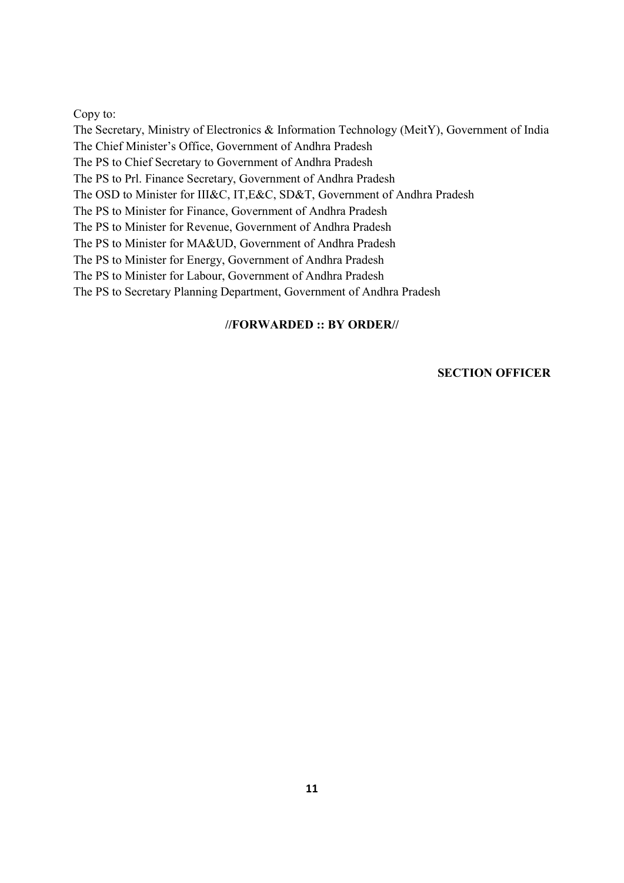Copy to:

The Secretary, Ministry of Electronics & Information Technology (MeitY), Government of India
The Chief Minister's Office, Government of Andhra Pradesh
The PS to Chief Secretary to Government of Andhra Pradesh
The PS to Prl. Finance Secretary, Government of Andhra Pradesh
The OSD to Minister for III&C, IT,E&C, SD&T, Government of Andhra Pradesh
The PS to Minister for Finance, Government of Andhra Pradesh
The PS to Minister for Revenue, Government of Andhra Pradesh
The PS to Minister for MA&UD, Government of Andhra Pradesh
The PS to Minister for Energy, Government of Andhra Pradesh
The PS to Minister for Labour, Government of Andhra Pradesh
The PS to Secretary Planning Department, Government of Andhra Pradesh

**//FORWARDED :: BY ORDER//**

**SECTION OFFICER**